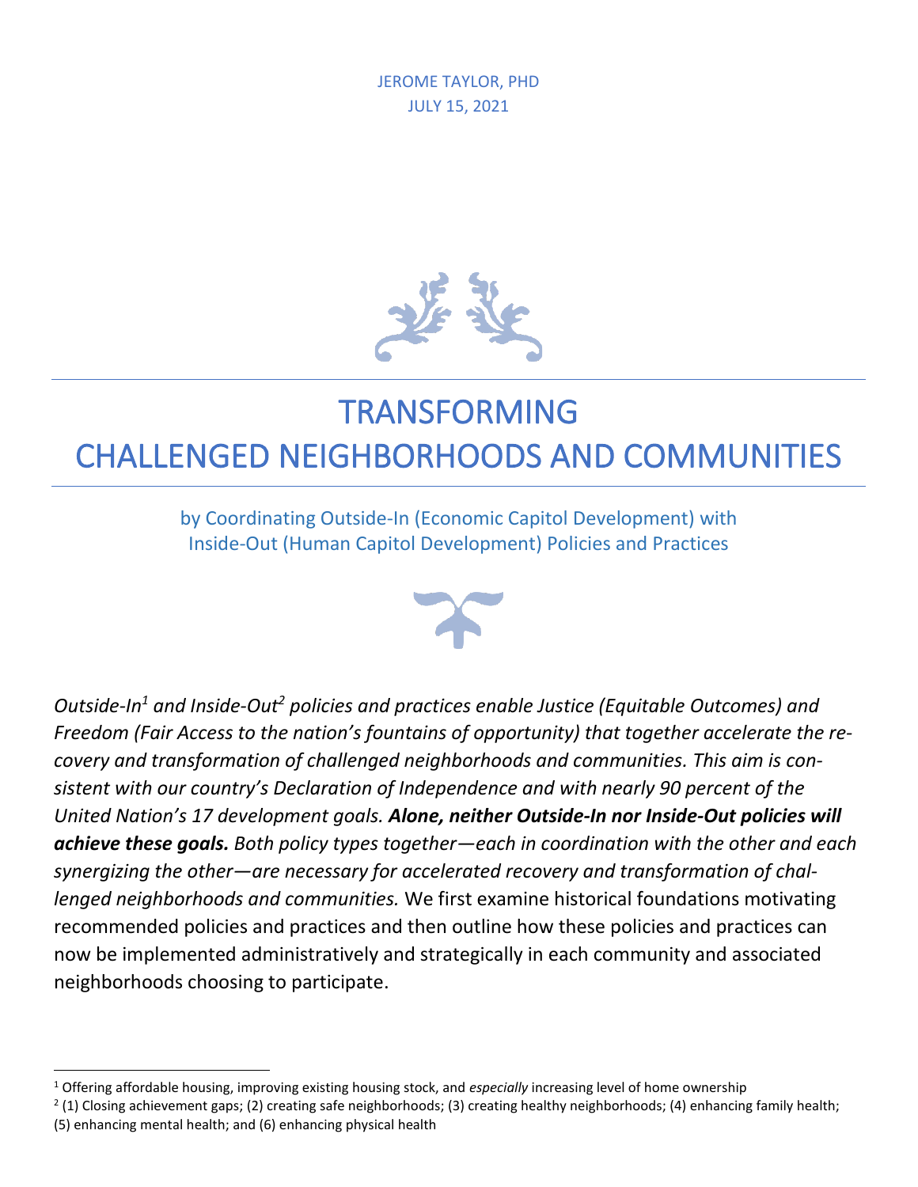JEROME TAYLOR, PHD
JULY 15, 2021

# TRANSFORMING CHALLENGED NEIGHBORHOODS AND COMMUNITIES

## by Coordinating Outside-In (Economic Capitol Development) with Inside-Out (Human Capitol Development) Policies and Practices

*Outside-In[1] and Inside-Out[2] policies and practices enable Justice (Equitable Outcomes) and Freedom (Fair Access to the nation's fountains of opportunity) that together accelerate the recovery and transformation of challenged neighborhoods and communities. This aim is consistent with our country's Declaration of Independence and with nearly 90 percent of the United Nation's 17 development goals.* ***Alone, neither Outside-In nor Inside-Out policies will achieve these goals.*** *Both policy types together—each in coordination with the other and each synergizing the other—are necessary for accelerated recovery and transformation of challenged neighborhoods and communities.* We first examine historical foundations motivating recommended policies and practices and then outline how these policies and practices can now be implemented administratively and strategically in each community and associated neighborhoods choosing to participate.

---

[1] Offering affordable housing, improving existing housing stock, and *especially* increasing level of home ownership

[2] (1) Closing achievement gaps; (2) creating safe neighborhoods; (3) creating healthy neighborhoods; (4) enhancing family health; (5) enhancing mental health; and (6) enhancing physical health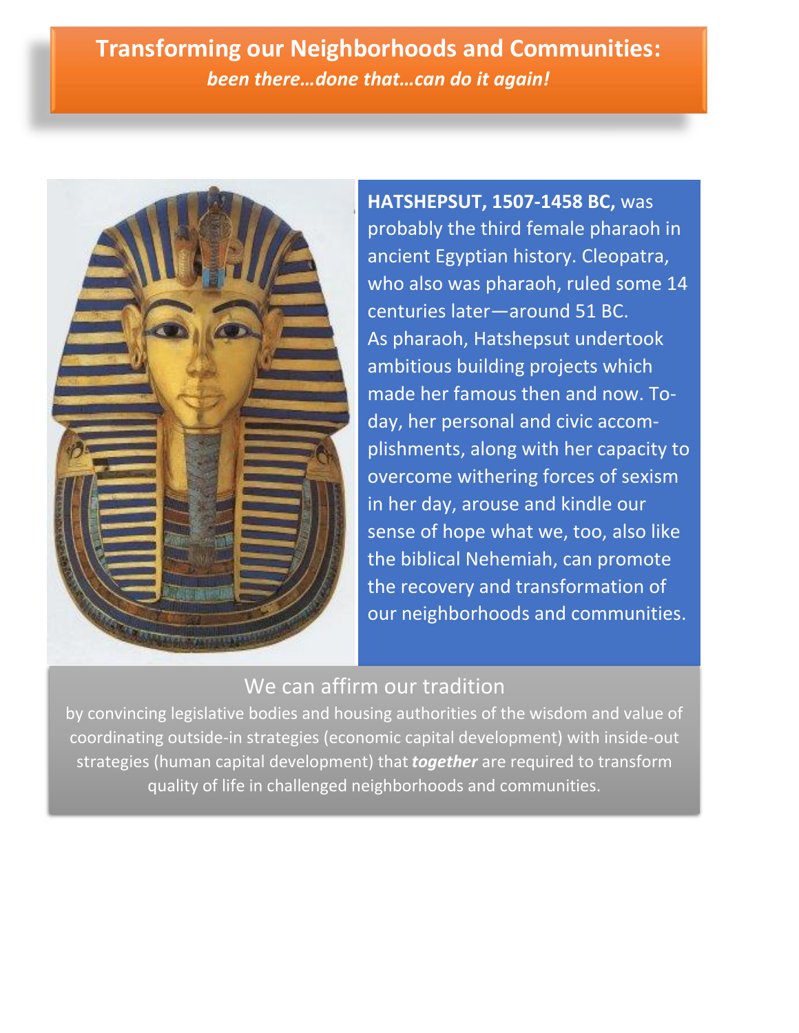# Transforming our Neighborhoods and Communities:

***been there…done that…can do it again!***

**HATSHEPSUT, 1507-1458 BC,** was probably the third female pharaoh in ancient Egyptian history. Cleopatra, who also was pharaoh, ruled some 14 centuries later—around 51 BC. As pharaoh, Hatshepsut undertook ambitious building projects which made her famous then and now. Today, her personal and civic accomplishments, along with her capacity to overcome withering forces of sexism in her day, arouse and kindle our sense of hope what we, too, also like the biblical Nehemiah, can promote the recovery and transformation of our neighborhoods and communities.

## We can affirm our tradition

by convincing legislative bodies and housing authorities of the wisdom and value of coordinating outside-in strategies (economic capital development) with inside-out strategies (human capital development) that ***together*** are required to transform quality of life in challenged neighborhoods and communities.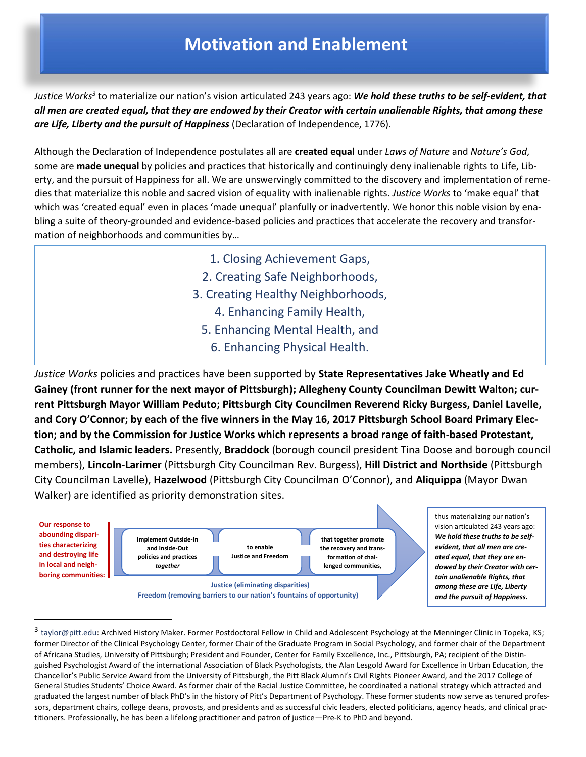# Motivation and Enablement

*Justice Works*[3] to materialize our nation's vision articulated 243 years ago: ***We hold these truths to be self-evident, that all men are created equal, that they are endowed by their Creator with certain unalienable Rights, that among these are Life, Liberty and the pursuit of Happiness*** (Declaration of Independence, 1776).

Although the Declaration of Independence postulates all are **created equal** under *Laws of Nature* and *Nature's God*, some are **made unequal** by policies and practices that historically and continuingly deny inalienable rights to Life, Liberty, and the pursuit of Happiness for all. We are unswervingly committed to the discovery and implementation of remedies that materialize this noble and sacred vision of equality with inalienable rights. *Justice Works* to 'make equal' that which was 'created equal' even in places 'made unequal' planfully or inadvertently. We honor this noble vision by enabling a suite of theory-grounded and evidence-based policies and practices that accelerate the recovery and transformation of neighborhoods and communities by…

1. Closing Achievement Gaps,
2. Creating Safe Neighborhoods,
3. Creating Healthy Neighborhoods,
4. Enhancing Family Health,
5. Enhancing Mental Health, and
6. Enhancing Physical Health.

*Justice Works* policies and practices have been supported by **State Representatives Jake Wheatly and Ed Gainey (front runner for the next mayor of Pittsburgh); Allegheny County Councilman Dewitt Walton; current Pittsburgh Mayor William Peduto; Pittsburgh City Councilmen Reverend Ricky Burgess, Daniel Lavelle, and Cory O'Connor; by each of the five winners in the May 16, 2017 Pittsburgh School Board Primary Election; and by the Commission for Justice Works which represents a broad range of faith-based Protestant, Catholic, and Islamic leaders.** Presently, **Braddock** (borough council president Tina Doose and borough council members), **Lincoln-Larimer** (Pittsburgh City Councilman Rev. Burgess), **Hill District and Northside** (Pittsburgh City Councilman Lavelle), **Hazelwood** (Pittsburgh City Councilman O'Connor), and **Aliquippa** (Mayor Dwan Walker) are identified as priority demonstration sites.

**Our response to abounding disparities characterizing and destroying life in local and neighboring communities:**

**Implement Outside-In and Inside-Out policies and practices *together***

**to enable Justice and Freedom**

**that together promote the recovery and transformation of challenged communities,**

**Justice (eliminating disparities)**
**Freedom (removing barriers to our nation's fountains of opportunity)**

thus materializing our nation's vision articulated 243 years ago: ***We hold these truths to be self-evident, that all men are created equal, that they are endowed by their Creator with certain unalienable Rights, that among these are Life, Liberty and the pursuit of Happiness.***

---

[3] taylor@pitt.edu: Archived History Maker. Former Postdoctoral Fellow in Child and Adolescent Psychology at the Menninger Clinic in Topeka, KS; former Director of the Clinical Psychology Center, former Chair of the Graduate Program in Social Psychology, and former chair of the Department of Africana Studies, University of Pittsburgh; President and Founder, Center for Family Excellence, Inc., Pittsburgh, PA; recipient of the Distinguished Psychologist Award of the international Association of Black Psychologists, the Alan Lesgold Award for Excellence in Urban Education, the Chancellor's Public Service Award from the University of Pittsburgh, the Pitt Black Alumni's Civil Rights Pioneer Award, and the 2017 College of General Studies Students' Choice Award. As former chair of the Racial Justice Committee, he coordinated a national strategy which attracted and graduated the largest number of black PhD's in the history of Pitt's Department of Psychology. These former students now serve as tenured professors, department chairs, college deans, provosts, and presidents and as successful civic leaders, elected politicians, agency heads, and clinical practitioners. Professionally, he has been a lifelong practitioner and patron of justice—Pre-K to PhD and beyond.